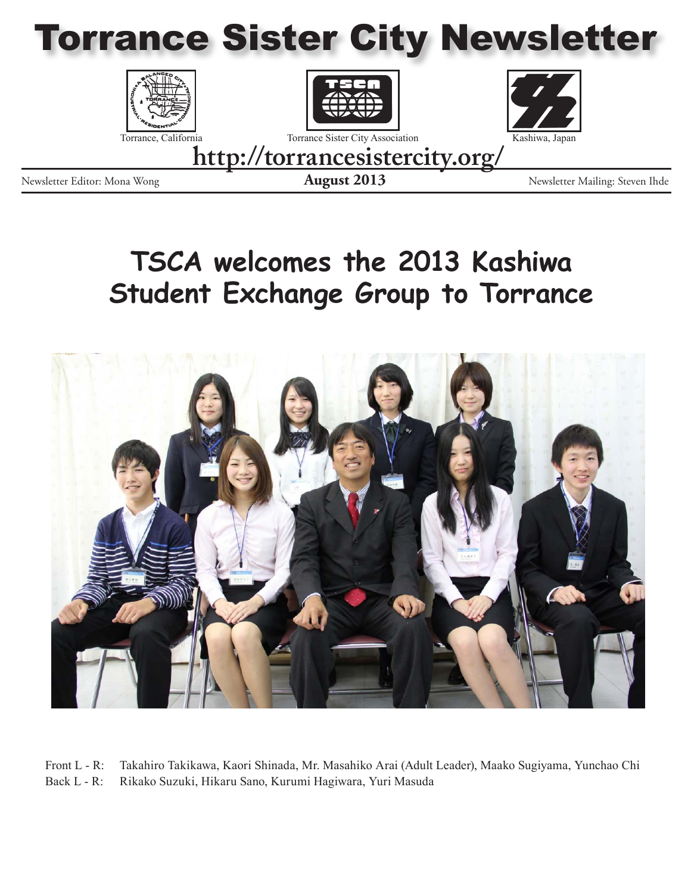# Torrance Sister City Newsletter

Torrance, California | Torrance Sister City Association | Kashiwa, Japan

**http://torrancesistercity.org/**

Newsletter Editor: Mona Wong | **August 2013** | Newsletter Mailing: Steven Ihde

## TSCA welcomes the 2013 Kashiwa Student Exchange Group to Torrance

Front L - R: Takahiro Takikawa, Kaori Shinada, Mr. Masahiko Arai (Adult Leader), Maako Sugiyama, Yunchao Chi

Back L - R: Rikako Suzuki, Hikaru Sano, Kurumi Hagiwara, Yuri Masuda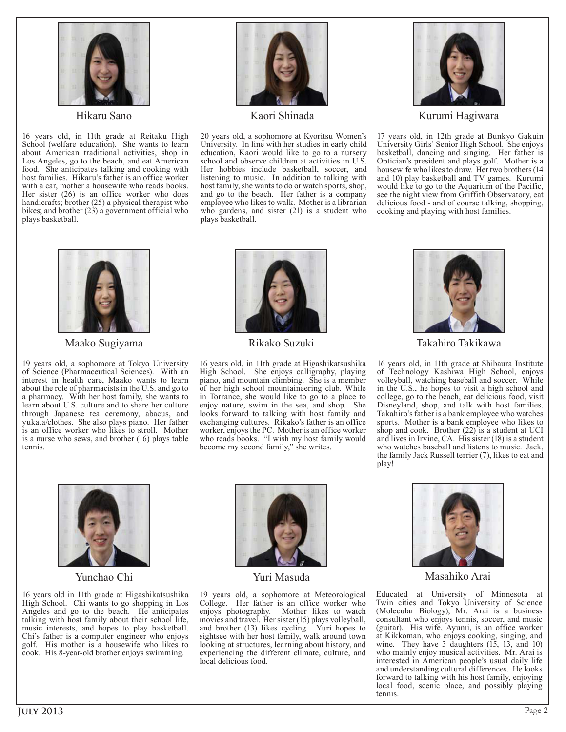### Hikaru Sano

16 years old, in 11th grade at Reitaku High School (welfare education). She wants to learn about American traditional activities, shop in Los Angeles, go to the beach, and eat American food. She anticipates talking and cooking with host families. Hikaru's father is an office worker with a car, mother a housewife who reads books. Her sister (26) is an office worker who does handicrafts; brother (25) a physical therapist who bikes; and brother (23) a government official who plays basketball.

### Kaori Shinada

20 years old, a sophomore at Kyoritsu Women's University. In line with her studies in early child education, Kaori would like to go to a nursery school and observe children at activities in U.S. Her hobbies include basketball, soccer, and listening to music. In addition to talking with host family, she wants to do or watch sports, shop, and go to the beach. Her father is a company employee who likes to walk. Mother is a librarian who gardens, and sister (21) is a student who plays basketball.

### Kurumi Hagiwara

17 years old, in 12th grade at Bunkyo Gakuin University Girls' Senior High School. She enjoys basketball, dancing and singing. Her father is Optician's president and plays golf. Mother is a housewife who likes to draw. Her two brothers (14 and 10) play basketball and TV games. Kurumi would like to go to the Aquarium of the Pacific, see the night view from Griffith Observatory, eat delicious food - and of course talking, shopping, cooking and playing with host families.

### Maako Sugiyama

19 years old, a sophomore at Tokyo University of Science (Pharmaceutical Sciences). With an interest in health care, Maako wants to learn about the role of pharmacists in the U.S. and go to a pharmacy. With her host family, she wants to learn about U.S. culture and to share her culture through Japanese tea ceremony, abacus, and yukata/clothes. She also plays piano. Her father is an office worker who likes to stroll. Mother is a nurse who sews, and brother (16) plays table tennis.

### Rikako Suzuki

16 years old, in 11th grade at Higashikatsushika High School. She enjoys calligraphy, playing piano, and mountain climbing. She is a member of her high school mountaineering club. While in Torrance, she would like to go to a place to enjoy nature, swim in the sea, and shop. She looks forward to talking with host family and exchanging cultures. Rikako's father is an office worker, enjoys the PC. Mother is an office worker who reads books. "I wish my host family would become my second family," she writes.

### Takahiro Takikawa

16 years old, in 11th grade at Shibaura Institute of Technology Kashiwa High School, enjoys volleyball, watching baseball and soccer. While in the U.S., he hopes to visit a high school and college, go to the beach, eat delicious food, visit Disneyland, shop, and talk with host families. Takahiro's father is a bank employee who watches sports. Mother is a bank employee who likes to shop and cook. Brother (22) is a student at UCI and lives in Irvine, CA. His sister (18) is a student who watches baseball and listens to music. Jack, the family Jack Russell terrier (7), likes to eat and play!

### Yunchao Chi

16 years old in 11th grade at Higashikatsushika High School. Chi wants to go shopping in Los Angeles and go to the beach. He anticipates talking with host family about their school life, music interests, and hopes to play basketball. Chi's father is a computer engineer who enjoys golf. His mother is a housewife who likes to cook. His 8-year-old brother enjoys swimming.

### Yuri Masuda

19 years old, a sophomore at Meteorological College. Her father is an office worker who enjoys photography. Mother likes to watch movies and travel. Her sister (15) plays volleyball, and brother (13) likes cycling. Yuri hopes to sightsee with her host family, walk around town looking at structures, learning about history, and experiencing the different climate, culture, and local delicious food.

### Masahiko Arai

Educated at University of Minnesota at Twin cities and Tokyo University of Science (Molecular Biology), Mr. Arai is a business consultant who enjoys tennis, soccer, and music (guitar). His wife, Ayumi, is an office worker at Kikkoman, who enjoys cooking, singing, and wine. They have 3 daughters (15, 13, and 10) who mainly enjoy musical activities. Mr. Arai is interested in American people's usual daily life and understanding cultural differences. He looks forward to talking with his host family, enjoying local food, scenic place, and possibly playing tennis.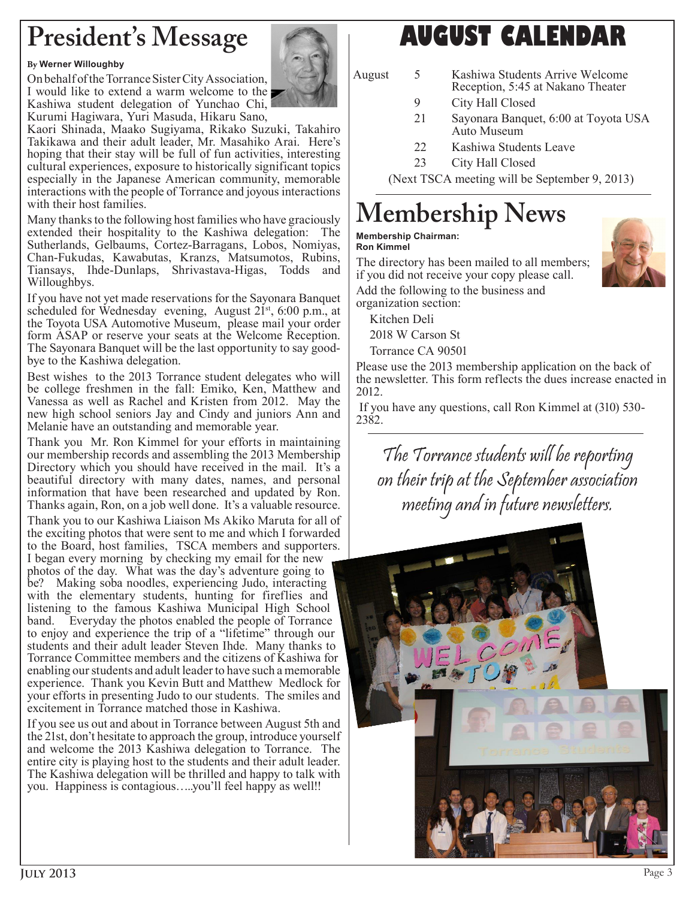# President's Message

**By Werner Willoughby**

On behalf of the Torrance Sister City Association, I would like to extend a warm welcome to the Kashiwa student delegation of Yunchao Chi, Kurumi Hagiwara, Yuri Masuda, Hikaru Sano, Kaori Shinada, Maako Sugiyama, Rikako Suzuki, Takahiro Takikawa and their adult leader, Mr. Masahiko Arai. Here's hoping that their stay will be full of fun activities, interesting cultural experiences, exposure to historically significant topics especially in the Japanese American community, memorable interactions with the people of Torrance and joyous interactions with their host families.

Many thanks to the following host families who have graciously extended their hospitality to the Kashiwa delegation: The Sutherlands, Gelbaums, Cortez-Barragans, Lobos, Nomiyas, Chan-Fukudas, Kawabutas, Kranzs, Matsumotos, Rubins, Tiansays, Ihde-Dunlaps, Shrivastava-Higas, Todds and Willoughbys.

If you have not yet made reservations for the Sayonara Banquet scheduled for Wednesday evening, August 21st, 6:00 p.m., at the Toyota USA Automotive Museum, please mail your order form ASAP or reserve your seats at the Welcome Reception. The Sayonara Banquet will be the last opportunity to say good-bye to the Kashiwa delegation.

Best wishes to the 2013 Torrance student delegates who will be college freshmen in the fall: Emiko, Ken, Matthew and Vanessa as well as Rachel and Kristen from 2012. May the new high school seniors Jay and Cindy and juniors Ann and Melanie have an outstanding and memorable year.

Thank you Mr. Ron Kimmel for your efforts in maintaining our membership records and assembling the 2013 Membership Directory which you should have received in the mail. It's a beautiful directory with many dates, names, and personal information that have been researched and updated by Ron. Thanks again, Ron, on a job well done. It's a valuable resource.

Thank you to our Kashiwa Liaison Ms Akiko Maruta for all of the exciting photos that were sent to me and which I forwarded to the Board, host families, TSCA members and supporters. I began every morning by checking my email for the new photos of the day. What was the day's adventure going to be? Making soba noodles, experiencing Judo, interacting with the elementary students, hunting for fireflies and listening to the famous Kashiwa Municipal High School band. Everyday the photos enabled the people of Torrance to enjoy and experience the trip of a "lifetime" through our students and their adult leader Steven Ihde. Many thanks to Torrance Committee members and the citizens of Kashiwa for enabling our students and adult leader to have such a memorable experience. Thank you Kevin Butt and Matthew Medlock for your efforts in presenting Judo to our students. The smiles and excitement in Torrance matched those in Kashiwa.

If you see us out and about in Torrance between August 5th and the 21st, don't hesitate to approach the group, introduce yourself and welcome the 2013 Kashiwa delegation to Torrance. The entire city is playing host to the students and their adult leader. The Kashiwa delegation will be thrilled and happy to talk with you. Happiness is contagious…..you'll feel happy as well!!

# AUGUST CALENDAR

| August | | |
|---|---|---|
| | 5 | Kashiwa Students Arrive Welcome Reception, 5:45 at Nakano Theater |
| | 9 | City Hall Closed |
| | 21 | Sayonara Banquet, 6:00 at Toyota USA Auto Museum |
| | 22 | Kashiwa Students Leave |
| | 23 | City Hall Closed |

(Next TSCA meeting will be September 9, 2013)

# Membership News

**Membership Chairman: Ron Kimmel**

The directory has been mailed to all members; if you did not receive your copy please call.

Add the following to the business and organization section:

Kitchen Deli
2018 W Carson St
Torrance CA 90501

Please use the 2013 membership application on the back of the newsletter. This form reflects the dues increase enacted in 2012.

If you have any questions, call Ron Kimmel at (310) 530-2382.

*The Torrance students will be reporting on their trip at the September association meeting and in future newsletters.*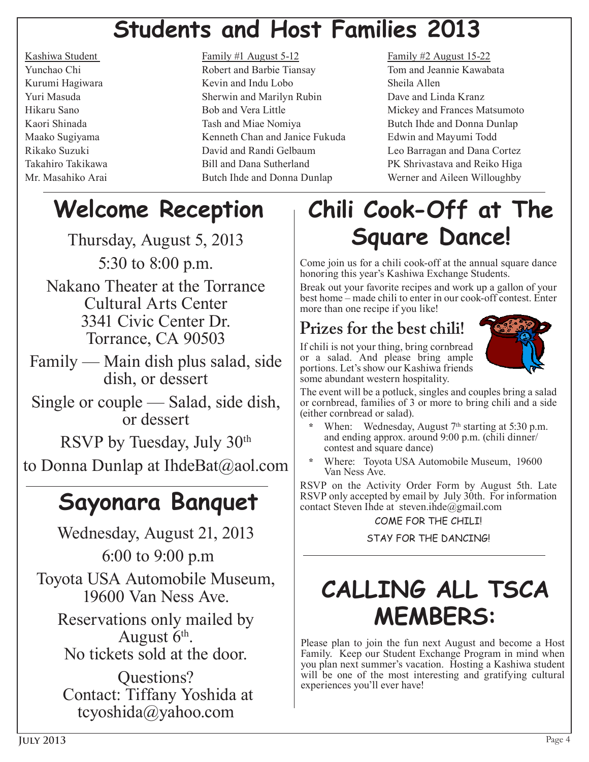# Students and Host Families 2013

| Kashiwa Student | Family #1 August 5-12 | Family #2 August 15-22 |
|---|---|---|
| Yunchao Chi | Robert and Barbie Tiansay | Tom and Jeannie Kawabata |
| Kurumi Hagiwara | Kevin and Indu Lobo | Sheila Allen |
| Yuri Masuda | Sherwin and Marilyn Rubin | Dave and Linda Kranz |
| Hikaru Sano | Bob and Vera Little | Mickey and Frances Matsumoto |
| Kaori Shinada | Tash and Miae Nomiya | Butch Ihde and Donna Dunlap |
| Maako Sugiyama | Kenneth Chan and Janice Fukuda | Edwin and Mayumi Todd |
| Rikako Suzuki | David and Randi Gelbaum | Leo Barragan and Dana Cortez |
| Takahiro Takikawa | Bill and Dana Sutherland | PK Shrivastava and Reiko Higa |
| Mr. Masahiko Arai | Butch Ihde and Donna Dunlap | Werner and Aileen Willoughby |

## Welcome Reception

Thursday, August 5, 2013

5:30 to 8:00 p.m.

Nakano Theater at the Torrance Cultural Arts Center
3341 Civic Center Dr.
Torrance, CA 90503

Family — Main dish plus salad, side dish, or dessert

Single or couple — Salad, side dish, or dessert

RSVP by Tuesday, July 30th

to Donna Dunlap at IhdeBat@aol.com

## Sayonara Banquet

Wednesday, August 21, 2013

6:00 to 9:00 p.m

Toyota USA Automobile Museum,
19600 Van Ness Ave.

Reservations only mailed by August 6th.
No tickets sold at the door.

Questions?
Contact: Tiffany Yoshida at tcyoshida@yahoo.com

## Chili Cook-Off at The Square Dance!

Come join us for a chili cook-off at the annual square dance honoring this year's Kashiwa Exchange Students.

Break out your favorite recipes and work up a gallon of your best home – made chili to enter in our cook-off contest. Enter more than one recipe if you like!

### Prizes for the best chili!

If chili is not your thing, bring cornbread or a salad. And please bring ample portions. Let's show our Kashiwa friends some abundant western hospitality.

The event will be a potluck, singles and couples bring a salad or cornbread, families of 3 or more to bring chili and a side (either cornbread or salad).

- When: Wednesday, August 7th starting at 5:30 p.m. and ending approx. around 9:00 p.m. (chili dinner/ contest and square dance)
- Where: Toyota USA Automobile Museum, 19600 Van Ness Ave.

RSVP on the Activity Order Form by August 5th. Late RSVP only accepted by email by July 30th. For information contact Steven Ihde at steven.ihde@gmail.com

COME FOR THE CHILI!

STAY FOR THE DANCING!

## CALLING ALL TSCA MEMBERS:

Please plan to join the fun next August and become a Host Family. Keep our Student Exchange Program in mind when you plan next summer's vacation. Hosting a Kashiwa student will be one of the most interesting and gratifying cultural experiences you'll ever have!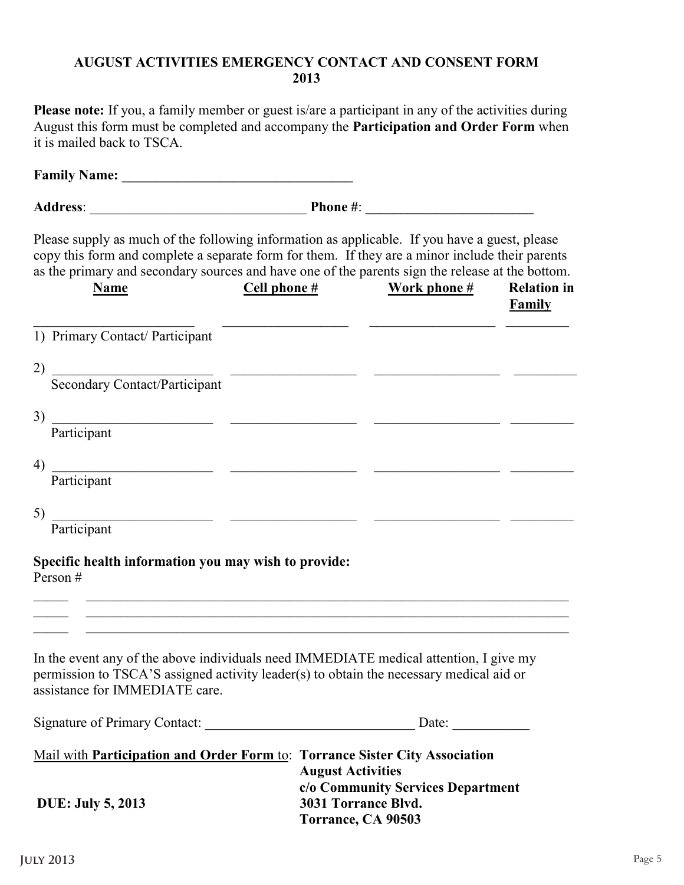**AUGUST ACTIVITIES EMERGENCY CONTACT AND CONSENT FORM 2013**

**Please note:** If you, a family member or guest is/are a participant in any of the activities during August this form must be completed and accompany the **Participation and Order Form** when it is mailed back to TSCA.

**Family Name: _________________________________**

**Address**: _______________________________ **Phone #**: ________________________

Please supply as much of the following information as applicable. If you have a guest, please copy this form and complete a separate form for them. If they are a minor include their parents as the primary and secondary sources and have one of the parents sign the release at the bottom.

| Name | Cell phone # | Work phone # | Relation in Family |
|---|---|---|---|
| 1) ______________________ Primary Contact/ Participant | __________________ | __________________ | _________ |
| 2) ______________________ Secondary Contact/Participant | __________________ | __________________ | _________ |
| 3) ______________________ Participant | __________________ | __________________ | _________ |
| 4) ______________________ Participant | __________________ | __________________ | _________ |
| 5) ______________________ Participant | __________________ | __________________ | _________ |

**Specific health information you may wish to provide:**

Person #

_____ ___________________________________________________________________________

_____ ___________________________________________________________________________

_____ ___________________________________________________________________________

In the event any of the above individuals need IMMEDIATE medical attention, I give my permission to TSCA'S assigned activity leader(s) to obtain the necessary medical aid or assistance for IMMEDIATE care.

Signature of Primary Contact: ______________________________ Date: ___________

Mail with **Participation and Order Form** to: **Torrance Sister City Association**
**August Activities**
**c/o Community Services Department**
**3031 Torrance Blvd.**
**Torrance, CA 90503**

**DUE: July 5, 2013**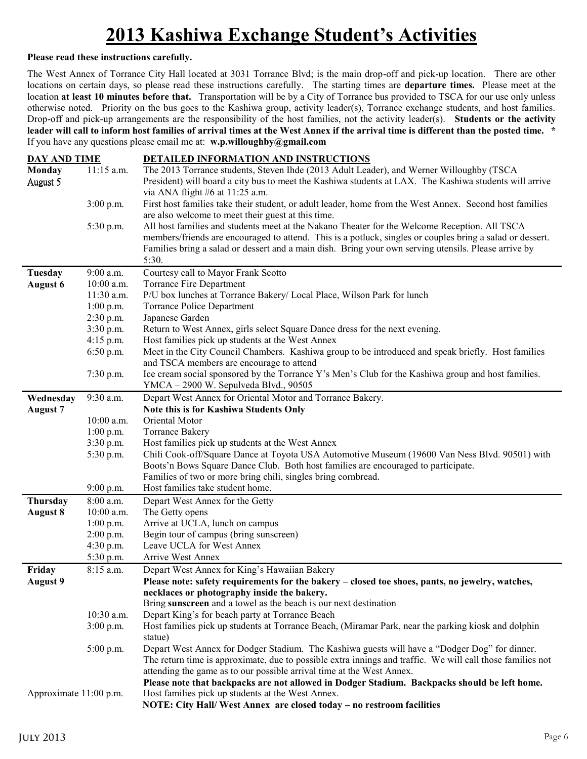# 2013 Kashiwa Exchange Student's Activities

**Please read these instructions carefully.**

The West Annex of Torrance City Hall located at 3031 Torrance Blvd; is the main drop-off and pick-up location. There are other locations on certain days, so please read these instructions carefully. The starting times are **departure times.** Please meet at the location **at least 10 minutes before that.** Transportation will be by a City of Torrance bus provided to TSCA for our use only unless otherwise noted. Priority on the bus goes to the Kashiwa group, activity leader(s), Torrance exchange students, and host families. Drop-off and pick-up arrangements are the responsibility of the host families, not the activity leader(s). **Students or the activity leader will call to inform host families of arrival times at the West Annex if the arrival time is different than the posted time. \*** If you have any questions please email me at: **w.p.willoughby@gmail.com**

| DAY AND TIME | | DETAILED INFORMATION AND INSTRUCTIONS |
|---|---|---|
| **Monday** August 5 | 11:15 a.m. | The 2013 Torrance students, Steven Ihde (2013 Adult Leader), and Werner Willoughby (TSCA President) will board a city bus to meet the Kashiwa students at LAX. The Kashiwa students will arrive via ANA flight #6 at 11:25 a.m. |
| | 3:00 p.m. | First host families take their student, or adult leader, home from the West Annex. Second host families are also welcome to meet their guest at this time. |
| | 5:30 p.m. | All host families and students meet at the Nakano Theater for the Welcome Reception. All TSCA members/friends are encouraged to attend. This is a potluck, singles or couples bring a salad or dessert. Families bring a salad or dessert and a main dish. Bring your own serving utensils. Please arrive by 5:30. |
| **Tuesday** **August 6** | 9:00 a.m. | Courtesy call to Mayor Frank Scotto |
| | 10:00 a.m. | Torrance Fire Department |
| | 11:30 a.m. | P/U box lunches at Torrance Bakery/ Local Place, Wilson Park for lunch |
| | 1:00 p.m. | Torrance Police Department |
| | 2:30 p.m. | Japanese Garden |
| | 3:30 p.m. | Return to West Annex, girls select Square Dance dress for the next evening. |
| | 4:15 p.m. | Host families pick up students at the West Annex |
| | 6:50 p.m. | Meet in the City Council Chambers. Kashiwa group to be introduced and speak briefly. Host families and TSCA members are encourage to attend |
| | 7:30 p.m. | Ice cream social sponsored by the Torrance Y's Men's Club for the Kashiwa group and host families. YMCA – 2900 W. Sepulveda Blvd., 90505 |
| **Wednesday** **August 7** | 9:30 a.m. | Depart West Annex for Oriental Motor and Torrance Bakery. **Note this is for Kashiwa Students Only** |
| | 10:00 a.m. | Oriental Motor |
| | 1:00 p.m. | Torrance Bakery |
| | 3:30 p.m. | Host families pick up students at the West Annex |
| | 5:30 p.m. | Chili Cook-off/Square Dance at Toyota USA Automotive Museum (19600 Van Ness Blvd. 90501) with Boots'n Bows Square Dance Club. Both host families are encouraged to participate. Families of two or more bring chili, singles bring cornbread. |
| | 9:00 p.m. | Host families take student home. |
| **Thursday** **August 8** | 8:00 a.m. | Depart West Annex for the Getty |
| | 10:00 a.m. | The Getty opens |
| | 1:00 p.m. | Arrive at UCLA, lunch on campus |
| | 2:00 p.m. | Begin tour of campus (bring sunscreen) |
| | 4:30 p.m. | Leave UCLA for West Annex |
| | 5:30 p.m. | Arrive West Annex |
| **Friday** **August 9** | 8:15 a.m. | Depart West Annex for King's Hawaiian Bakery **Please note: safety requirements for the bakery – closed toe shoes, pants, no jewelry, watches, necklaces or photography inside the bakery.** Bring **sunscreen** and a towel as the beach is our next destination |
| | 10:30 a.m. | Depart King's for beach party at Torrance Beach |
| | 3:00 p.m. | Host families pick up students at Torrance Beach, (Miramar Park, near the parking kiosk and dolphin statue) |
| | 5:00 p.m. | Depart West Annex for Dodger Stadium. The Kashiwa guests will have a "Dodger Dog" for dinner. The return time is approximate, due to possible extra innings and traffic. We will call those families not attending the game as to our possible arrival time at the West Annex. **Please note that backpacks are not allowed in Dodger Stadium. Backpacks should be left home.** |
| Approximate 11:00 p.m. | | Host families pick up students at the West Annex. **NOTE: City Hall/ West Annex are closed today – no restroom facilities** |

July 2013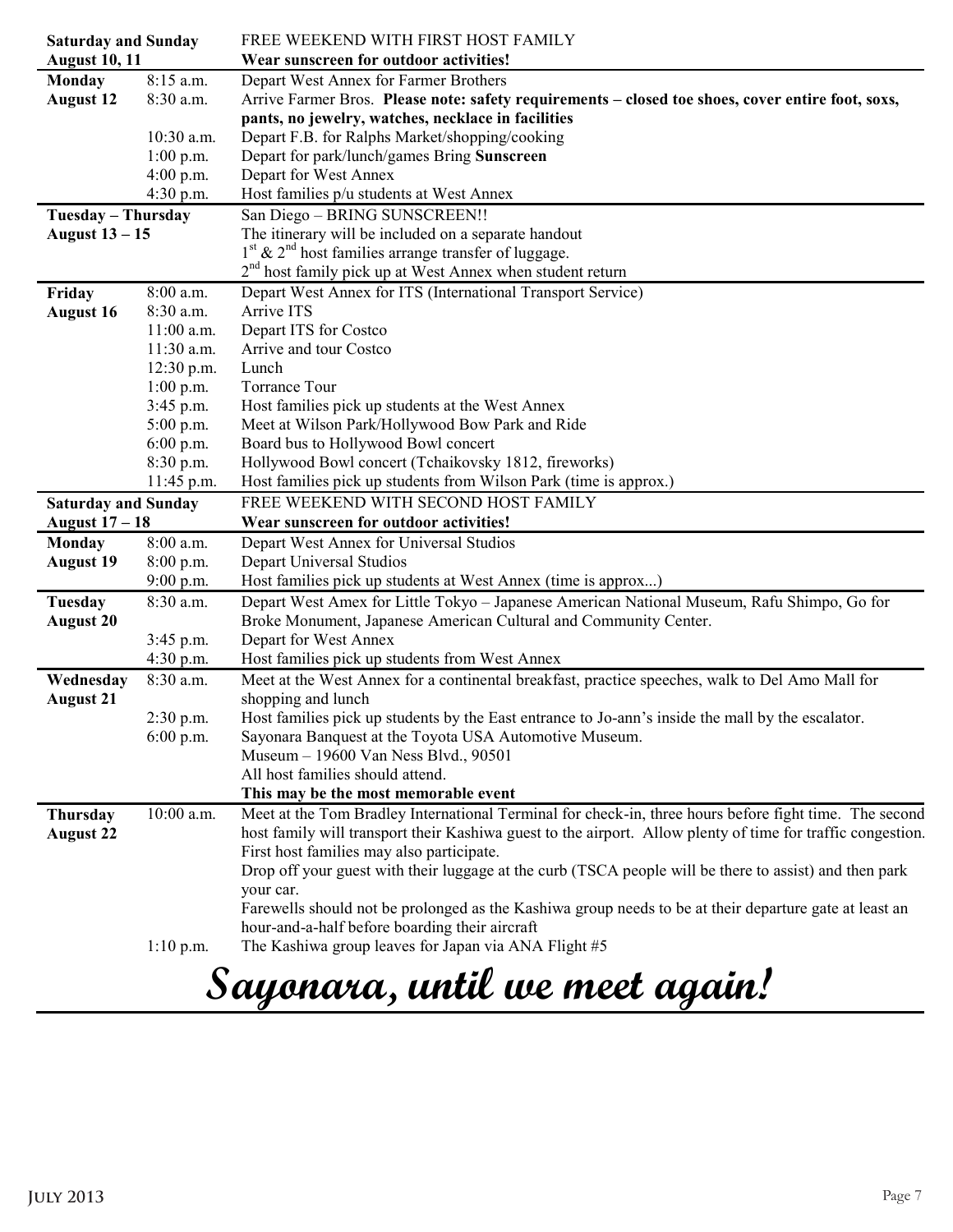| Day | Time | Activity |
|---|---|---|
| **Saturday and Sunday August 10, 11** | | FREE WEEKEND WITH FIRST HOST FAMILY **Wear sunscreen for outdoor activities!** |
| **Monday August 12** | 8:15 a.m. | Depart West Annex for Farmer Brothers |
| | 8:30 a.m. | Arrive Farmer Bros. **Please note: safety requirements – closed toe shoes, cover entire foot, soxs, pants, no jewelry, watches, necklace in facilities** |
| | 10:30 a.m. | Depart F.B. for Ralphs Market/shopping/cooking |
| | 1:00 p.m. | Depart for park/lunch/games Bring **Sunscreen** |
| | 4:00 p.m. | Depart for West Annex |
| | 4:30 p.m. | Host families p/u students at West Annex |
| **Tuesday – Thursday August 13 – 15** | | San Diego – BRING SUNSCREEN!! The itinerary will be included on a separate handout 1st & 2nd host families arrange transfer of luggage. 2nd host family pick up at West Annex when student return |
| **Friday August 16** | 8:00 a.m. | Depart West Annex for ITS (International Transport Service) |
| | 8:30 a.m. | Arrive ITS |
| | 11:00 a.m. | Depart ITS for Costco |
| | 11:30 a.m. | Arrive and tour Costco |
| | 12:30 p.m. | Lunch |
| | 1:00 p.m. | Torrance Tour |
| | 3:45 p.m. | Host families pick up students at the West Annex |
| | 5:00 p.m. | Meet at Wilson Park/Hollywood Bow Park and Ride |
| | 6:00 p.m. | Board bus to Hollywood Bowl concert |
| | 8:30 p.m. | Hollywood Bowl concert (Tchaikovsky 1812, fireworks) |
| | 11:45 p.m. | Host families pick up students from Wilson Park (time is approx.) |
| **Saturday and Sunday August 17 – 18** | | FREE WEEKEND WITH SECOND HOST FAMILY **Wear sunscreen for outdoor activities!** |
| **Monday August 19** | 8:00 a.m. | Depart West Annex for Universal Studios |
| | 8:00 p.m. | Depart Universal Studios |
| | 9:00 p.m. | Host families pick up students at West Annex (time is approx...) |
| **Tuesday August 20** | 8:30 a.m. | Depart West Amex for Little Tokyo – Japanese American National Museum, Rafu Shimpo, Go for Broke Monument, Japanese American Cultural and Community Center. |
| | 3:45 p.m. | Depart for West Annex |
| | 4:30 p.m. | Host families pick up students from West Annex |
| **Wednesday August 21** | 8:30 a.m. | Meet at the West Annex for a continental breakfast, practice speeches, walk to Del Amo Mall for shopping and lunch |
| | 2:30 p.m. | Host families pick up students by the East entrance to Jo-ann's inside the mall by the escalator. |
| | 6:00 p.m. | Sayonara Banquest at the Toyota USA Automotive Museum. Museum – 19600 Van Ness Blvd., 90501 All host families should attend. **This may be the most memorable event** |
| **Thursday August 22** | 10:00 a.m. | Meet at the Tom Bradley International Terminal for check-in, three hours before fight time. The second host family will transport their Kashiwa guest to the airport. Allow plenty of time for traffic congestion. First host families may also participate. Drop off your guest with their luggage at the curb (TSCA people will be there to assist) and then park your car. Farewells should not be prolonged as the Kashiwa group needs to be at their departure gate at least an hour-and-a-half before boarding their aircraft |
| | 1:10 p.m. | The Kashiwa group leaves for Japan via ANA Flight #5 |

# Sayonara, until we meet again!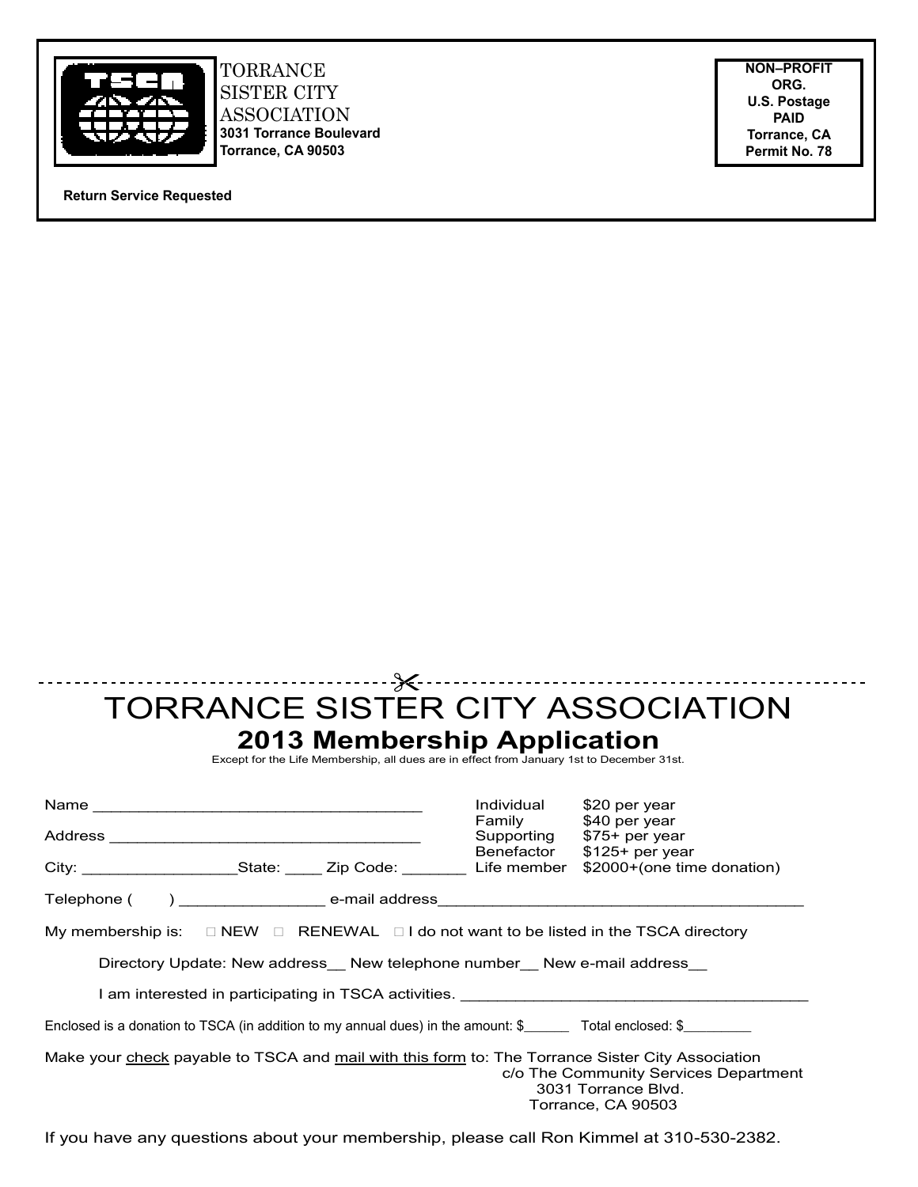TORRANCE
SISTER CITY
ASSOCIATION
**3031 Torrance Boulevard**
**Torrance, CA 90503**

**NON–PROFIT ORG.**
**U.S. Postage**
**PAID**
**Torrance, CA**
**Permit No. 78**

**Return Service Requested**

---

# TORRANCE SISTER CITY ASSOCIATION

## 2013 Membership Application

Except for the Life Membership, all dues are in effect from January 1st to December 31st.

Name ____________________________________

Address __________________________________

City: _________________State: ____ Zip Code: _______

| | |
|---|---|
| Individual | $20 per year |
| Family | $40 per year |
| Supporting | $75+ per year |
| Benefactor | $125+ per year |
| Life member | $2000+(one time donation) |

Telephone (      ) _______________ e-mail address_________________________________________

My membership is: ☐ NEW ☐ RENEWAL ☐ I do not want to be listed in the TSCA directory

Directory Update: New address__ New telephone number__ New e-mail address__

I am interested in participating in TSCA activities. ______________________________________

Enclosed is a donation to TSCA (in addition to my annual dues) in the amount: $______ Total enclosed: $_________

Make your check payable to TSCA and mail with this form to: The Torrance Sister City Association
c/o The Community Services Department
3031 Torrance Blvd.
Torrance, CA 90503

If you have any questions about your membership, please call Ron Kimmel at 310-530-2382.